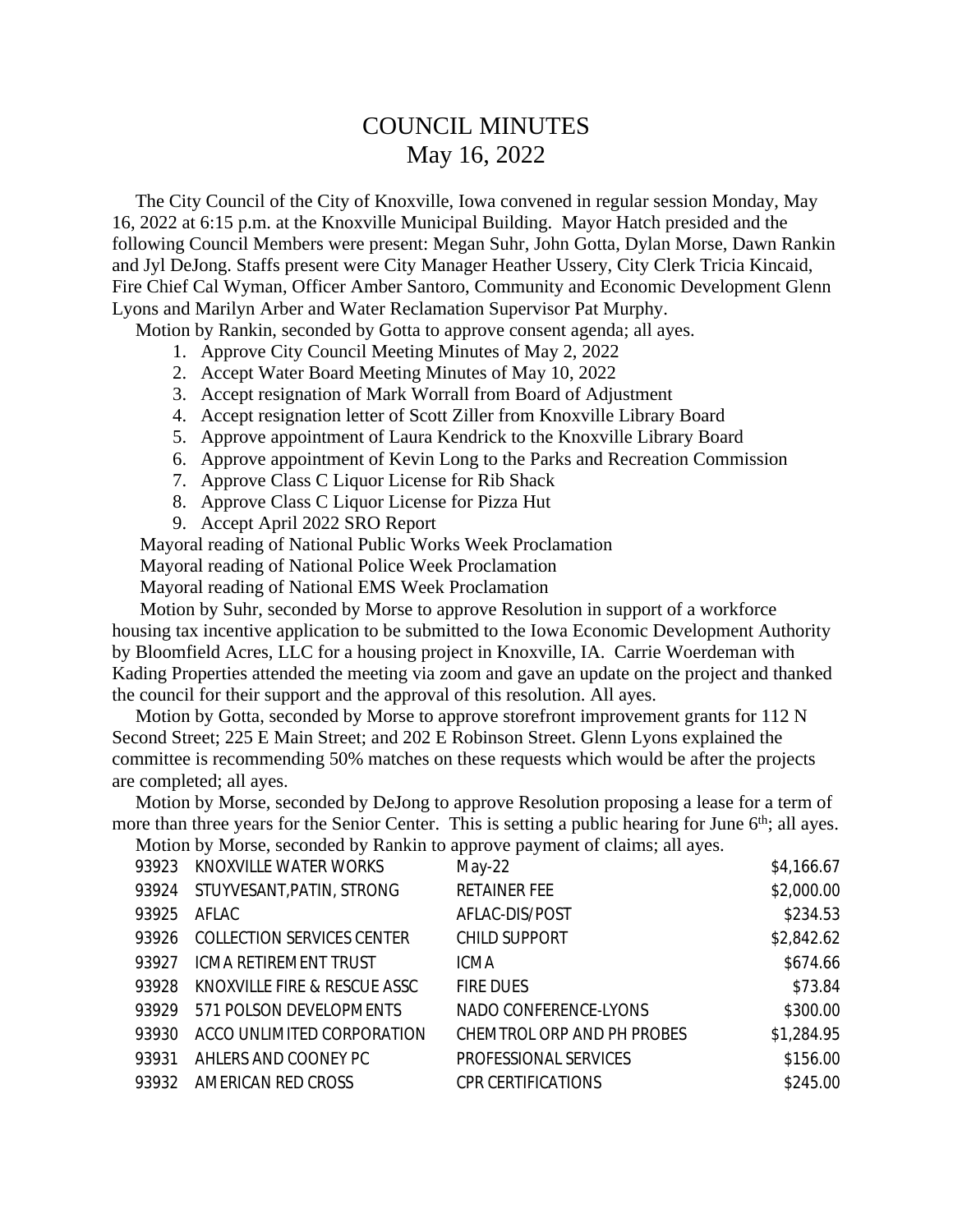# COUNCIL MINUTES
## May 16, 2022

The City Council of the City of Knoxville, Iowa convened in regular session Monday, May 16, 2022 at 6:15 p.m. at the Knoxville Municipal Building. Mayor Hatch presided and the following Council Members were present: Megan Suhr, John Gotta, Dylan Morse, Dawn Rankin and Jyl DeJong. Staffs present were City Manager Heather Ussery, City Clerk Tricia Kincaid, Fire Chief Cal Wyman, Officer Amber Santoro, Community and Economic Development Glenn Lyons and Marilyn Arber and Water Reclamation Supervisor Pat Murphy.

Motion by Rankin, seconded by Gotta to approve consent agenda; all ayes.

1. Approve City Council Meeting Minutes of May 2, 2022
2. Accept Water Board Meeting Minutes of May 10, 2022
3. Accept resignation of Mark Worrall from Board of Adjustment
4. Accept resignation letter of Scott Ziller from Knoxville Library Board
5. Approve appointment of Laura Kendrick to the Knoxville Library Board
6. Approve appointment of Kevin Long to the Parks and Recreation Commission
7. Approve Class C Liquor License for Rib Shack
8. Approve Class C Liquor License for Pizza Hut
9. Accept April 2022 SRO Report

Mayoral reading of National Public Works Week Proclamation

Mayoral reading of National Police Week Proclamation

Mayoral reading of National EMS Week Proclamation

Motion by Suhr, seconded by Morse to approve Resolution in support of a workforce housing tax incentive application to be submitted to the Iowa Economic Development Authority by Bloomfield Acres, LLC for a housing project in Knoxville, IA. Carrie Woerdeman with Kading Properties attended the meeting via zoom and gave an update on the project and thanked the council for their support and the approval of this resolution. All ayes.

Motion by Gotta, seconded by Morse to approve storefront improvement grants for 112 N Second Street; 225 E Main Street; and 202 E Robinson Street. Glenn Lyons explained the committee is recommending 50% matches on these requests which would be after the projects are completed; all ayes.

Motion by Morse, seconded by DeJong to approve Resolution proposing a lease for a term of more than three years for the Senior Center. This is setting a public hearing for June 6th; all ayes.

Motion by Morse, seconded by Rankin to approve payment of claims; all ayes.

| | | | |
|---|---|---|---|
| 93923 | KNOXVILLE WATER WORKS | May-22 | $4,166.67 |
| 93924 | STUYVESANT,PATIN, STRONG | RETAINER FEE | $2,000.00 |
| 93925 | AFLAC | AFLAC-DIS/POST | $234.53 |
| 93926 | COLLECTION SERVICES CENTER | CHILD SUPPORT | $2,842.62 |
| 93927 | ICMA RETIREMENT TRUST | ICMA | $674.66 |
| 93928 | KNOXVILLE FIRE & RESCUE ASSC | FIRE DUES | $73.84 |
| 93929 | 571 POLSON DEVELOPMENTS | NADO CONFERENCE-LYONS | $300.00 |
| 93930 | ACCO UNLIMITED CORPORATION | CHEMTROL ORP AND PH PROBES | $1,284.95 |
| 93931 | AHLERS AND COONEY PC | PROFESSIONAL SERVICES | $156.00 |
| 93932 | AMERICAN RED CROSS | CPR CERTIFICATIONS | $245.00 |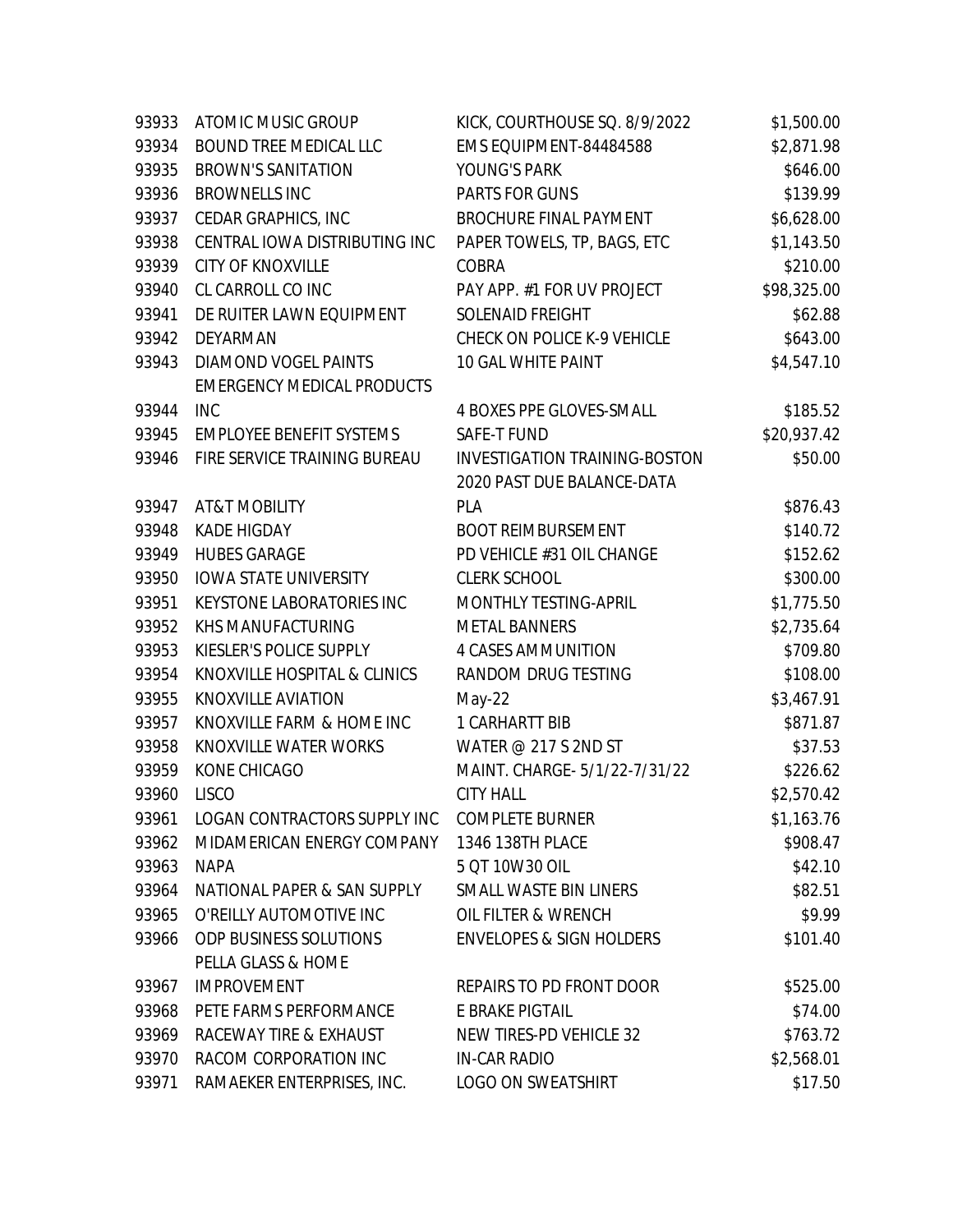| | | | |
|---|---|---|---|
| 93933 | ATOMIC MUSIC GROUP | KICK, COURTHOUSE SQ. 8/9/2022 | $1,500.00 |
| 93934 | BOUND TREE MEDICAL LLC | EMS EQUIPMENT-84484588 | $2,871.98 |
| 93935 | BROWN'S SANITATION | YOUNG'S PARK | $646.00 |
| 93936 | BROWNELLS INC | PARTS FOR GUNS | $139.99 |
| 93937 | CEDAR GRAPHICS, INC | BROCHURE FINAL PAYMENT | $6,628.00 |
| 93938 | CENTRAL IOWA DISTRIBUTING INC | PAPER TOWELS, TP, BAGS, ETC | $1,143.50 |
| 93939 | CITY OF KNOXVILLE | COBRA | $210.00 |
| 93940 | CL CARROLL CO INC | PAY APP. #1 FOR UV PROJECT | $98,325.00 |
| 93941 | DE RUITER LAWN EQUIPMENT | SOLENAID FREIGHT | $62.88 |
| 93942 | DEYARMAN | CHECK ON POLICE K-9 VEHICLE | $643.00 |
| 93943 | DIAMOND VOGEL PAINTS | 10 GAL WHITE PAINT | $4,547.10 |
| 93944 | EMERGENCY MEDICAL PRODUCTS INC | 4 BOXES PPE GLOVES-SMALL | $185.52 |
| 93945 | EMPLOYEE BENEFIT SYSTEMS | SAFE-T FUND | $20,937.42 |
| 93946 | FIRE SERVICE TRAINING BUREAU | INVESTIGATION TRAINING-BOSTON | $50.00 |
| 93947 | AT&T MOBILITY | 2020 PAST DUE BALANCE-DATA PLA | $876.43 |
| 93948 | KADE HIGDAY | BOOT REIMBURSEMENT | $140.72 |
| 93949 | HUBES GARAGE | PD VEHICLE #31 OIL CHANGE | $152.62 |
| 93950 | IOWA STATE UNIVERSITY | CLERK SCHOOL | $300.00 |
| 93951 | KEYSTONE LABORATORIES INC | MONTHLY TESTING-APRIL | $1,775.50 |
| 93952 | KHS MANUFACTURING | METAL BANNERS | $2,735.64 |
| 93953 | KIESLER'S POLICE SUPPLY | 4 CASES AMMUNITION | $709.80 |
| 93954 | KNOXVILLE HOSPITAL & CLINICS | RANDOM DRUG TESTING | $108.00 |
| 93955 | KNOXVILLE AVIATION | May-22 | $3,467.91 |
| 93957 | KNOXVILLE FARM & HOME INC | 1 CARHARTT BIB | $871.87 |
| 93958 | KNOXVILLE WATER WORKS | WATER @ 217 S 2ND ST | $37.53 |
| 93959 | KONE CHICAGO | MAINT. CHARGE- 5/1/22-7/31/22 | $226.62 |
| 93960 | LISCO | CITY HALL | $2,570.42 |
| 93961 | LOGAN CONTRACTORS SUPPLY INC | COMPLETE BURNER | $1,163.76 |
| 93962 | MIDAMERICAN ENERGY COMPANY | 1346 138TH PLACE | $908.47 |
| 93963 | NAPA | 5 QT 10W30 OIL | $42.10 |
| 93964 | NATIONAL PAPER & SAN SUPPLY | SMALL WASTE BIN LINERS | $82.51 |
| 93965 | O'REILLY AUTOMOTIVE INC | OIL FILTER & WRENCH | $9.99 |
| 93966 | ODP BUSINESS SOLUTIONS | ENVELOPES & SIGN HOLDERS | $101.40 |
| 93967 | PELLA GLASS & HOME IMPROVEMENT | REPAIRS TO PD FRONT DOOR | $525.00 |
| 93968 | PETE FARMS PERFORMANCE | E BRAKE PIGTAIL | $74.00 |
| 93969 | RACEWAY TIRE & EXHAUST | NEW TIRES-PD VEHICLE 32 | $763.72 |
| 93970 | RACOM CORPORATION INC | IN-CAR RADIO | $2,568.01 |
| 93971 | RAMAEKER ENTERPRISES, INC. | LOGO ON SWEATSHIRT | $17.50 |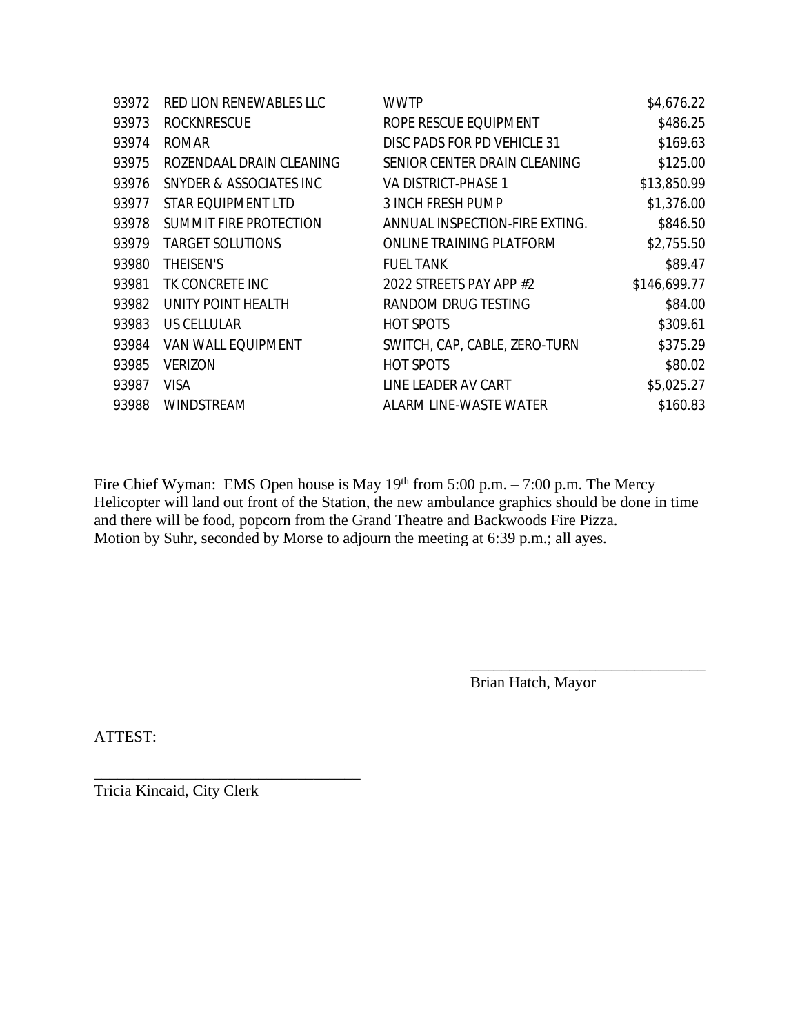| | | | |
|---|---|---|---|
| 93972 | RED LION RENEWABLES LLC | WWTP | $4,676.22 |
| 93973 | ROCKNRESCUE | ROPE RESCUE EQUIPMENT | $486.25 |
| 93974 | ROMAR | DISC PADS FOR PD VEHICLE 31 | $169.63 |
| 93975 | ROZENDAAL DRAIN CLEANING | SENIOR CENTER DRAIN CLEANING | $125.00 |
| 93976 | SNYDER & ASSOCIATES INC | VA DISTRICT-PHASE 1 | $13,850.99 |
| 93977 | STAR EQUIPMENT LTD | 3 INCH FRESH PUMP | $1,376.00 |
| 93978 | SUMMIT FIRE PROTECTION | ANNUAL INSPECTION-FIRE EXTING. | $846.50 |
| 93979 | TARGET SOLUTIONS | ONLINE TRAINING PLATFORM | $2,755.50 |
| 93980 | THEISEN'S | FUEL TANK | $89.47 |
| 93981 | TK CONCRETE INC | 2022 STREETS PAY APP #2 | $146,699.77 |
| 93982 | UNITY POINT HEALTH | RANDOM DRUG TESTING | $84.00 |
| 93983 | US CELLULAR | HOT SPOTS | $309.61 |
| 93984 | VAN WALL EQUIPMENT | SWITCH, CAP, CABLE, ZERO-TURN | $375.29 |
| 93985 | VERIZON | HOT SPOTS | $80.02 |
| 93987 | VISA | LINE LEADER AV CART | $5,025.27 |
| 93988 | WINDSTREAM | ALARM LINE-WASTE WATER | $160.83 |

Fire Chief Wyman: EMS Open house is May 19th from 5:00 p.m. – 7:00 p.m. The Mercy Helicopter will land out front of the Station, the new ambulance graphics should be done in time and there will be food, popcorn from the Grand Theatre and Backwoods Fire Pizza.
Motion by Suhr, seconded by Morse to adjourn the meeting at 6:39 p.m.; all ayes.

\_\_\_\_\_\_\_\_\_\_\_\_\_\_\_\_\_\_\_\_\_\_\_\_\_\_\_\_\_\_
Brian Hatch, Mayor

ATTEST:

\_\_\_\_\_\_\_\_\_\_\_\_\_\_\_\_\_\_\_\_\_\_\_\_\_\_\_\_\_\_\_\_\_\_
Tricia Kincaid, City Clerk